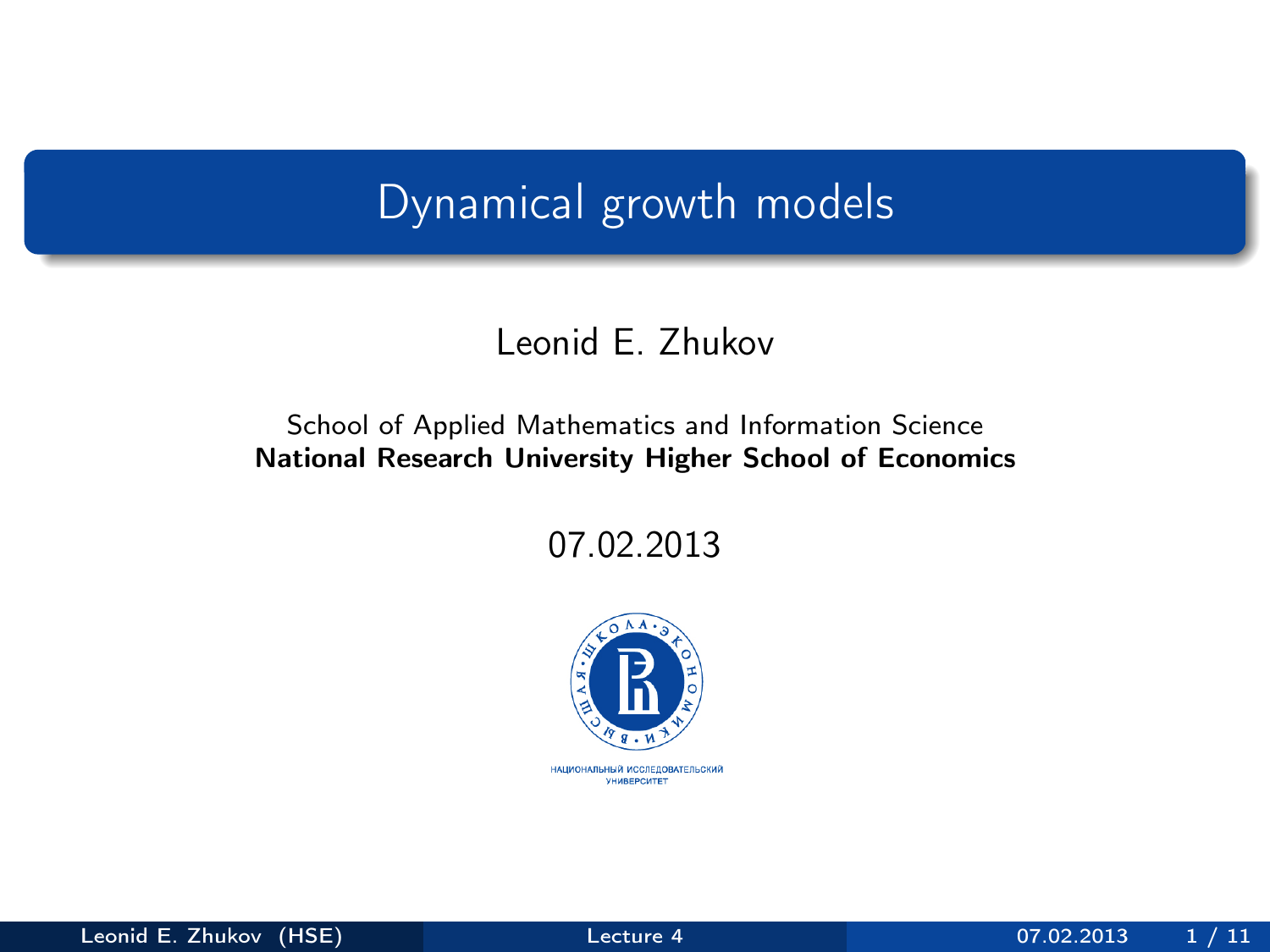# Dynamical growth models

Leonid E. Zhukov

School of Applied Mathematics and Information Science
**National Research University Higher School of Economics**

07.02.2013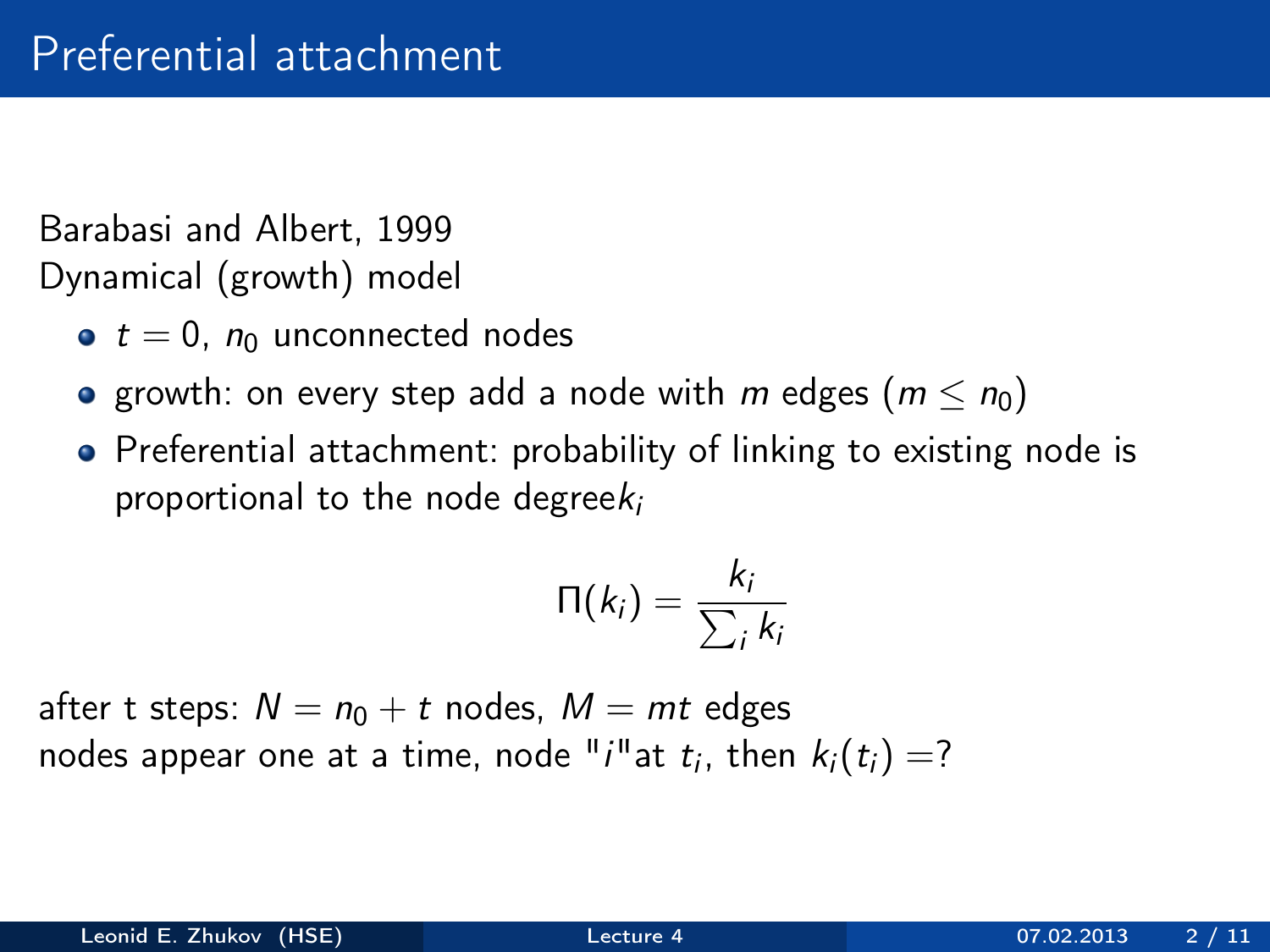# Preferential attachment

Barabasi and Albert, 1999
Dynamical (growth) model

- $t = 0$, $n_0$ unconnected nodes
- growth: on every step add a node with $m$ edges ($m \leq n_0$)
- Preferential attachment: probability of linking to existing node is proportional to the node degree$k_i$

$$\Pi(k_i) = \frac{k_i}{\sum_i k_i}$$

after t steps: $N = n_0 + t$ nodes, $M = mt$ edges
nodes appear one at a time, node "$i$"at $t_i$, then $k_i(t_i) =?$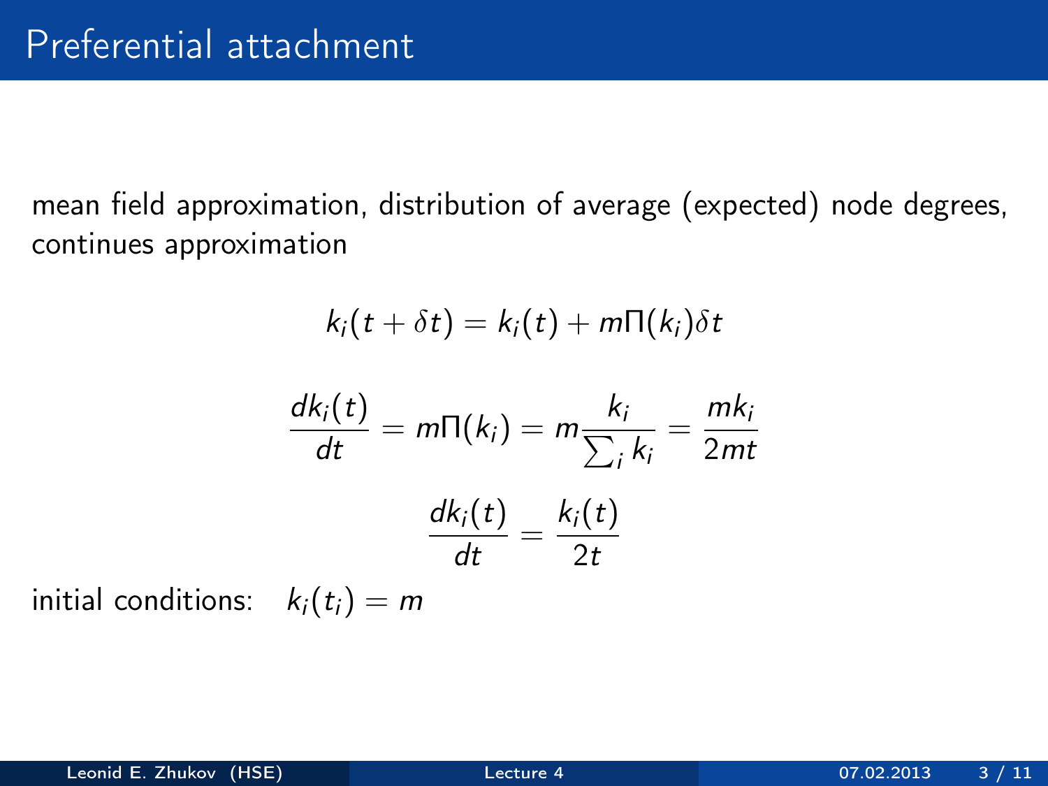# Preferential attachment

mean field approximation, distribution of average (expected) node degrees, continues approximation

$$k_i(t + \delta t) = k_i(t) + m\Pi(k_i)\delta t$$

$$\frac{dk_i(t)}{dt} = m\Pi(k_i) = m\frac{k_i}{\sum_i k_i} = \frac{mk_i}{2mt}$$

$$\frac{dk_i(t)}{dt} = \frac{k_i(t)}{2t}$$

initial conditions: $k_i(t_i) = m$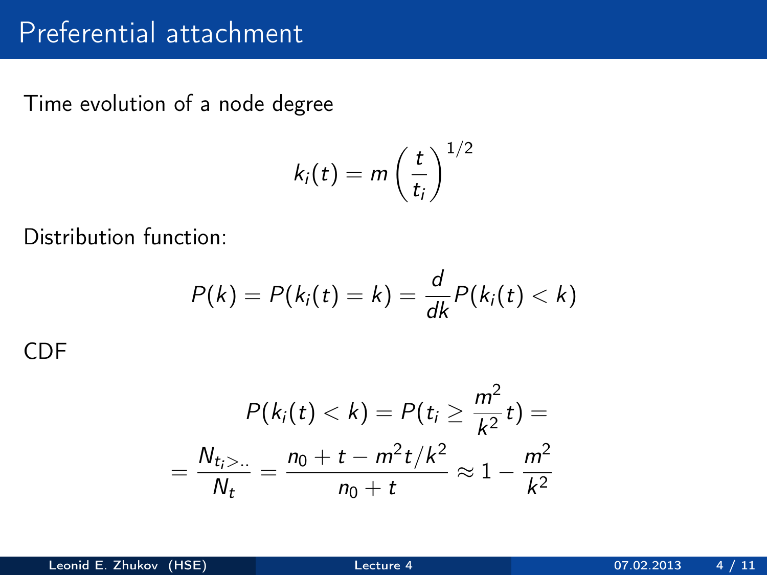# Preferential attachment

Time evolution of a node degree

$$k_i(t) = m \left( \frac{t}{t_i} \right)^{1/2}$$

Distribution function:

$$P(k) = P(k_i(t) = k) = \frac{d}{dk} P(k_i(t) < k)$$

CDF

$$P(k_i(t) < k) = P(t_i \geq \frac{m^2}{k^2} t) =$$

$$= \frac{N_{t_i > ..}}{N_t} = \frac{n_0 + t - m^2 t / k^2}{n_0 + t} \approx 1 - \frac{m^2}{k^2}$$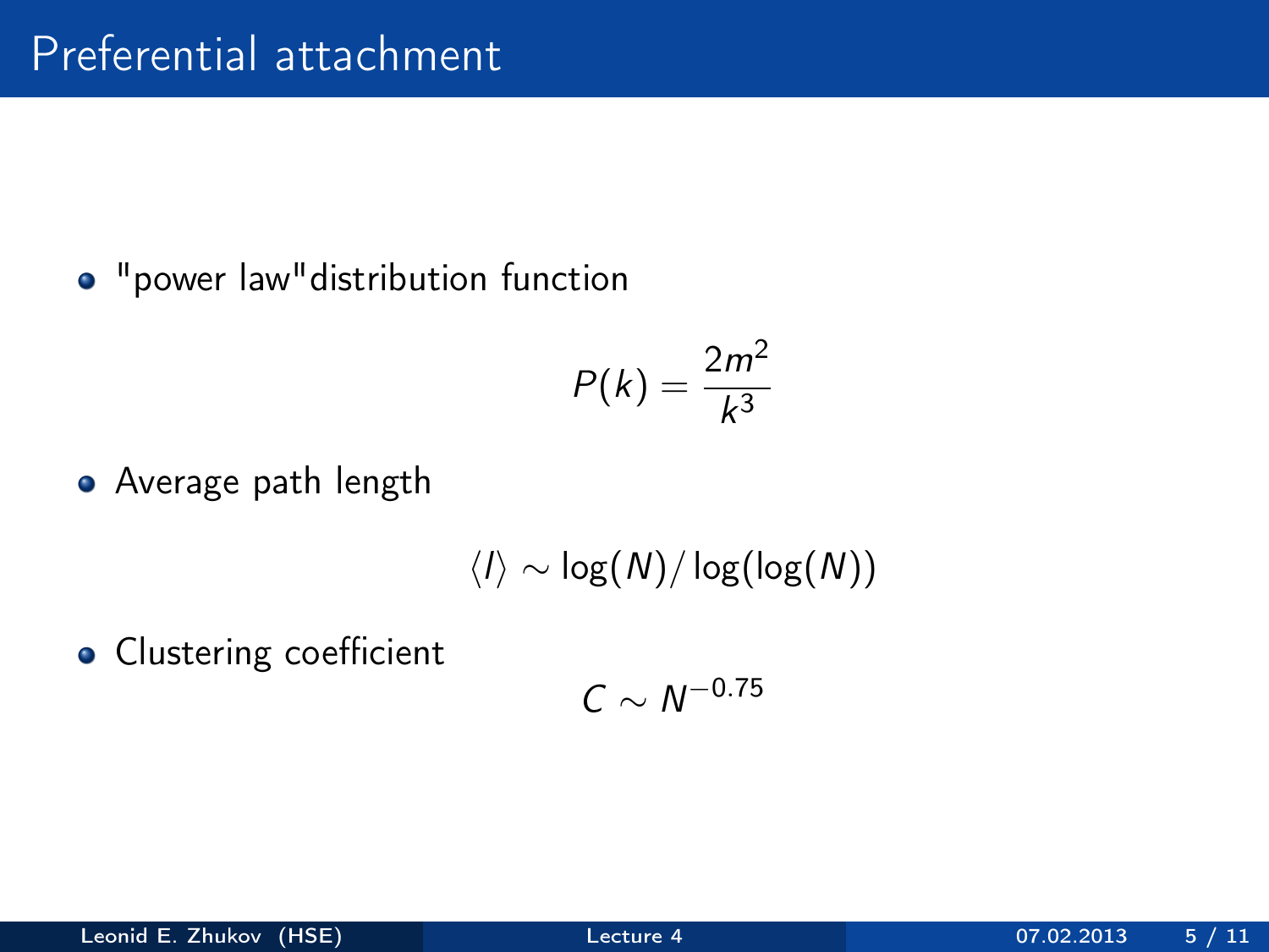# Preferential attachment

- "power law"distribution function

$$P(k) = \frac{2m^2}{k^3}$$

- Average path length

$$\langle l \rangle \sim \log(N)/\log(\log(N))$$

- Clustering coefficient

$$C \sim N^{-0.75}$$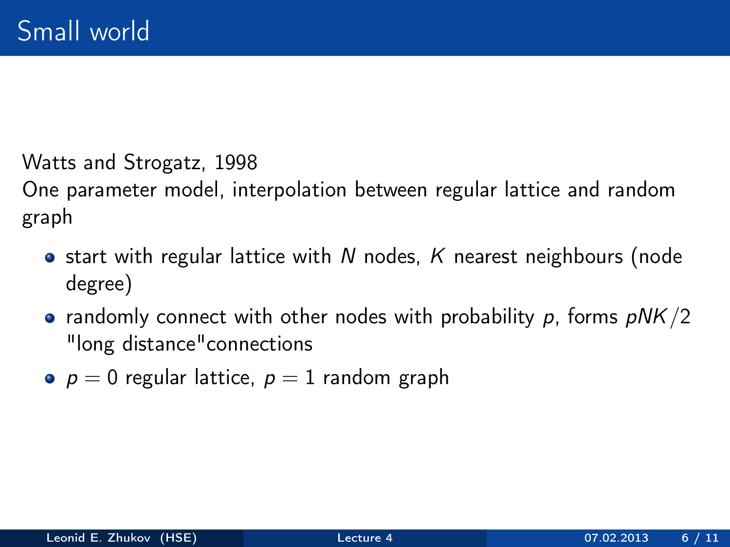# Small world

Watts and Strogatz, 1998
One parameter model, interpolation between regular lattice and random graph

- start with regular lattice with $N$ nodes, $K$ nearest neighbours (node degree)
- randomly connect with other nodes with probability $p$, forms $pNK/2$ "long distance"connections
- $p = 0$ regular lattice, $p = 1$ random graph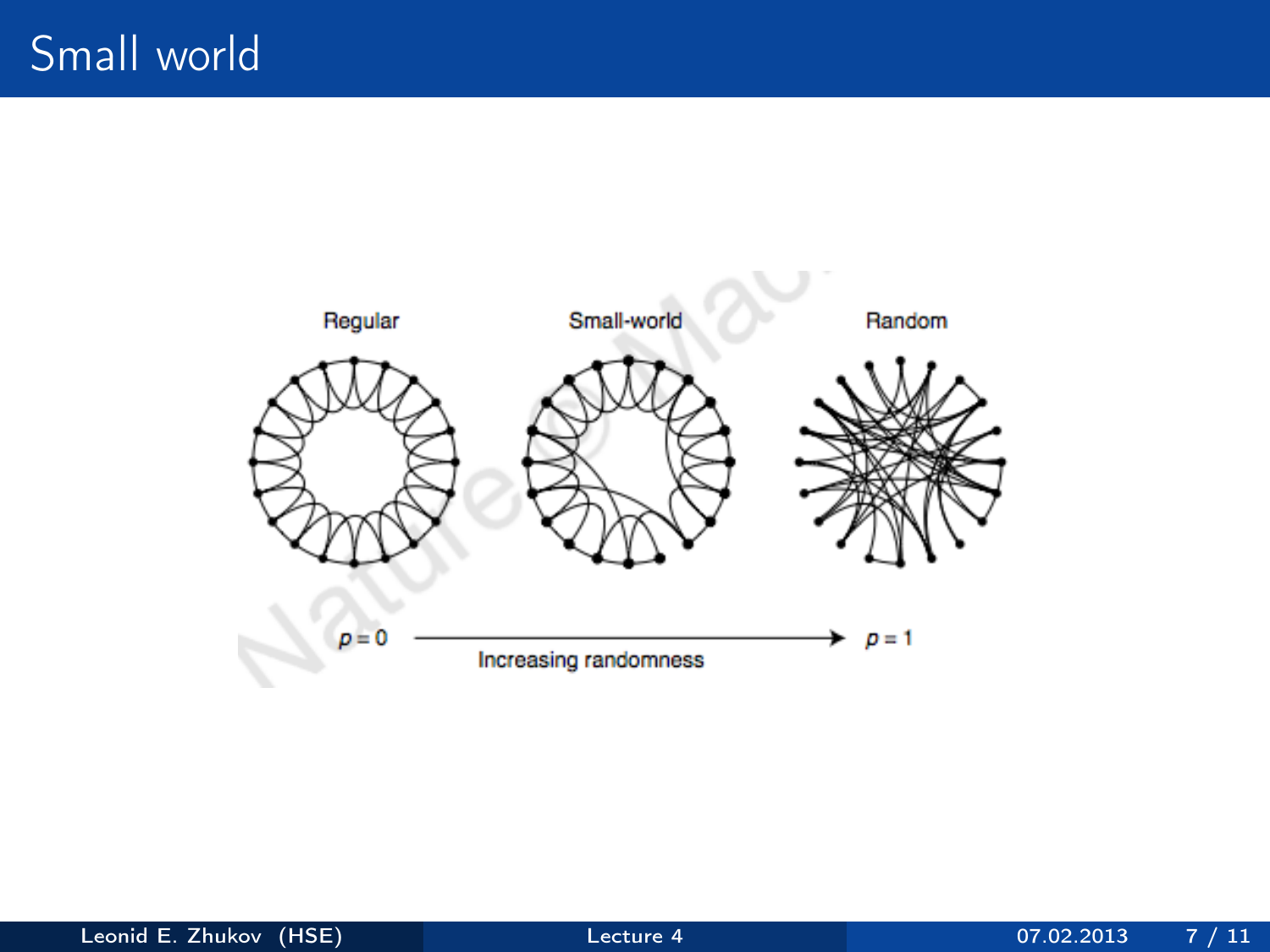# Small world

Regular

Small-world

Random

$p = 0$ Increasing randomness $p = 1$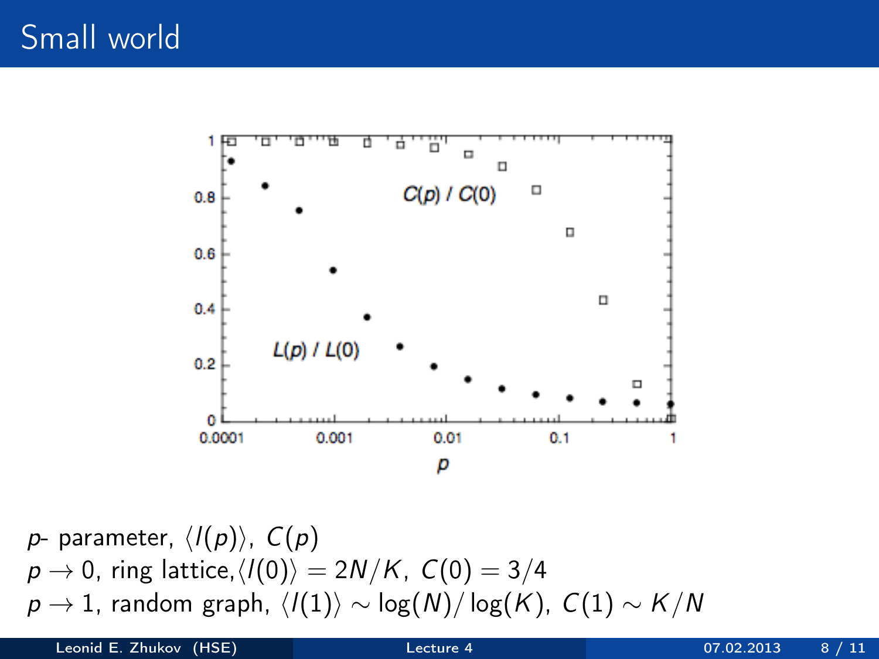# Small world

$p$- parameter, $\langle l(p) \rangle$, $C(p)$

$p \to 0$, ring lattice, $\langle l(0) \rangle = 2N/K$, $C(0) = 3/4$

$p \to 1$, random graph, $\langle l(1) \rangle \sim \log(N)/\log(K)$, $C(1) \sim K/N$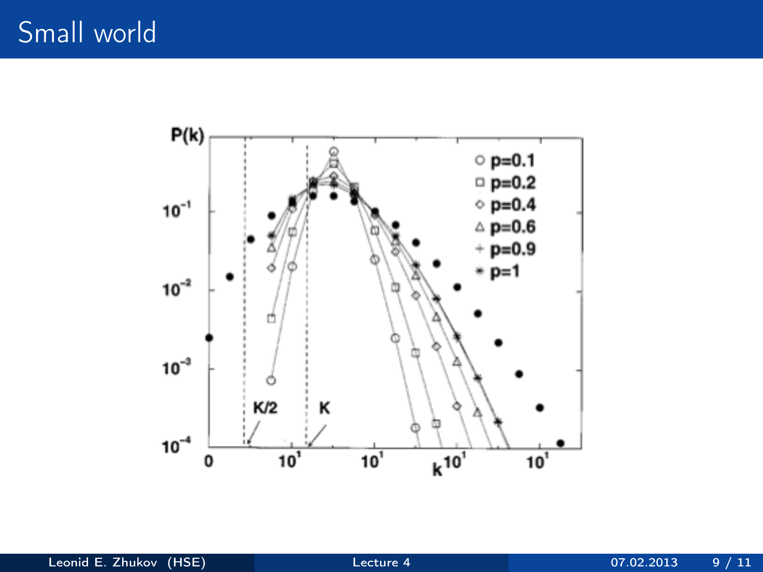# Small world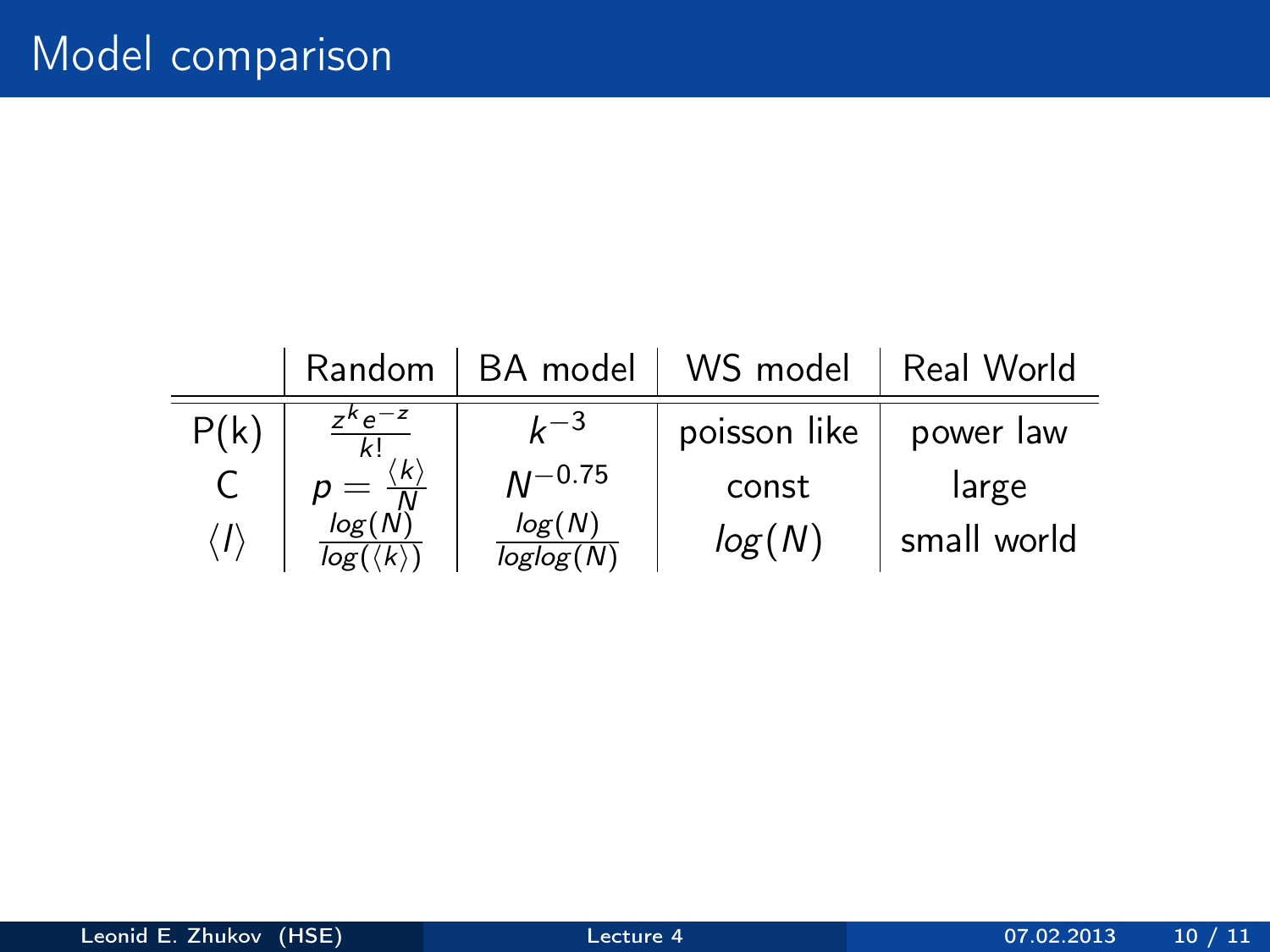# Model comparison

| | Random | BA model | WS model | Real World |
|---|---|---|---|---|
| P(k) | $\frac{z^k e^{-z}}{k!}$ | $k^{-3}$ | poisson like | power law |
| C | $p = \frac{\langle k \rangle}{N}$ | $N^{-0.75}$ | const | large |
| $\langle l \rangle$ | $\frac{log(N)}{log(\langle k \rangle)}$ | $\frac{log(N)}{loglog(N)}$ | $log(N)$ | small world |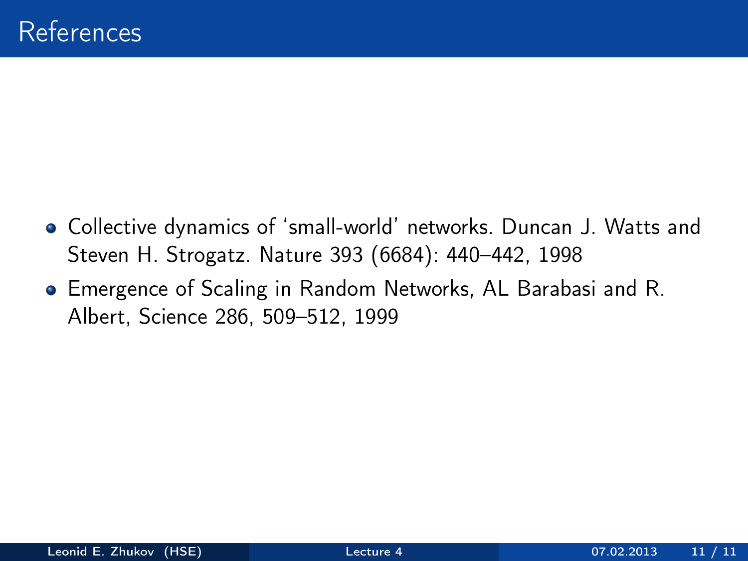# References

- Collective dynamics of ‘small-world’ networks. Duncan J. Watts and Steven H. Strogatz. Nature 393 (6684): 440–442, 1998
- Emergence of Scaling in Random Networks, AL Barabasi and R. Albert, Science 286, 509–512, 1999